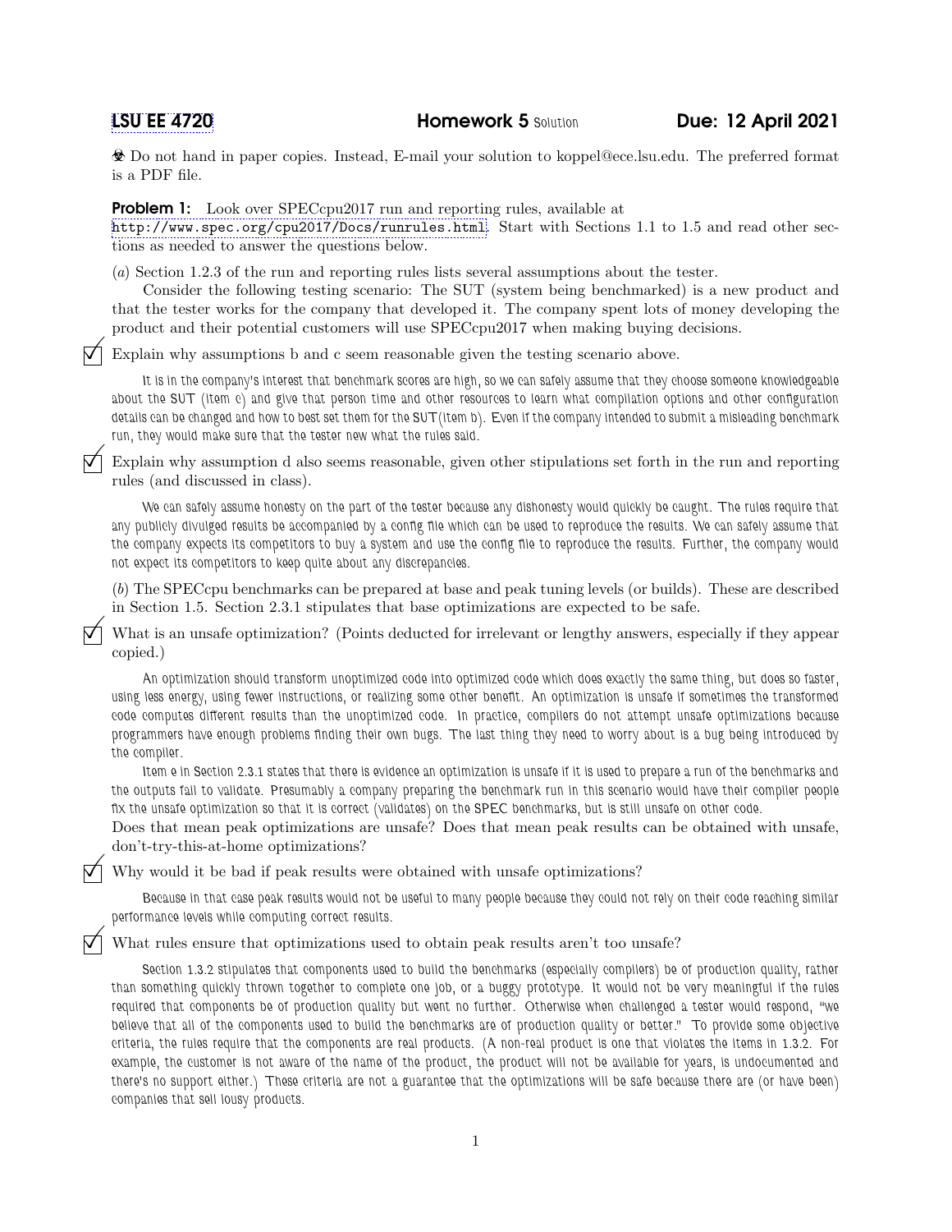LSU EE 4720 **Homework 5** Solution **Due: 12 April 2021**

☣ Do not hand in paper copies. Instead, E-mail your solution to koppel@ece.lsu.edu. The preferred format is a PDF file.

**Problem 1:** Look over SPECcpu2017 run and reporting rules, available at http://www.spec.org/cpu2017/Docs/runrules.html. Start with Sections 1.1 to 1.5 and read other sections as needed to answer the questions below.

(*a*) Section 1.2.3 of the run and reporting rules lists several assumptions about the tester.

Consider the following testing scenario: The SUT (system being benchmarked) is a new product and that the tester works for the company that developed it. The company spent lots of money developing the product and their potential customers will use SPECcpu2017 when making buying decisions.

☑ Explain why assumptions b and c seem reasonable given the testing scenario above.

*It is in the company's interest that benchmark scores are high, so we can safely assume that they choose someone knowledgeable about the SUT (item c) and give that person time and other resources to learn what compilation options and other configuration details can be changed and how to best set them for the SUT(item b). Even if the company intended to submit a misleading benchmark run, they would make sure that the tester new what the rules said.*

☑ Explain why assumption d also seems reasonable, given other stipulations set forth in the run and reporting rules (and discussed in class).

*We can safely assume honesty on the part of the tester because any dishonesty would quickly be caught. The rules require that any publicly divulged results be accompanied by a config file which can be used to reproduce the results. We can safely assume that the company expects its competitors to buy a system and use the config file to reproduce the results. Further, the company would not expect its competitors to keep quite about any discrepancies.*

(*b*) The SPECcpu benchmarks can be prepared at base and peak tuning levels (or builds). These are described in Section 1.5. Section 2.3.1 stipulates that base optimizations are expected to be safe.

☑ What is an unsafe optimization? (Points deducted for irrelevant or lengthy answers, especially if they appear copied.)

*An optimization should transform unoptimized code into optimized code which does exactly the same thing, but does so faster, using less energy, using fewer instructions, or realizing some other benefit. An optimization is unsafe if sometimes the transformed code computes different results than the unoptimized code. In practice, compilers do not attempt unsafe optimizations because programmers have enough problems finding their own bugs. The last thing they need to worry about is a bug being introduced by the compiler.*

*Item e in Section 2.3.1 states that there is evidence an optimization is unsafe if it is used to prepare a run of the benchmarks and the outputs fail to validate. Presumably a company preparing the benchmark run in this scenario would have their compiler people fix the unsafe optimization so that it is correct (validates) on the SPEC benchmarks, but is still unsafe on other code.*

Does that mean peak optimizations are unsafe? Does that mean peak results can be obtained with unsafe, don't-try-this-at-home optimizations?

☑ Why would it be bad if peak results were obtained with unsafe optimizations?

*Because in that case peak results would not be useful to many people because they could not rely on their code reaching similar performance levels while computing correct results.*

☑ What rules ensure that optimizations used to obtain peak results aren't too unsafe?

*Section 1.3.2 stipulates that components used to build the benchmarks (especially compilers) be of production quality, rather than something quickly thrown together to complete one job, or a buggy prototype. It would not be very meaningful if the rules required that components be of production quality but went no further. Otherwise when challenged a tester would respond, "we believe that all of the components used to build the benchmarks are of production quality or better." To provide some objective criteria, the rules require that the components are real products. (A non-real product is one that violates the items in 1.3.2. For example, the customer is not aware of the name of the product, the product will not be available for years, is undocumented and there's no support either.) These criteria are not a guarantee that the optimizations will be safe because there are (or have been) companies that sell lousy products.*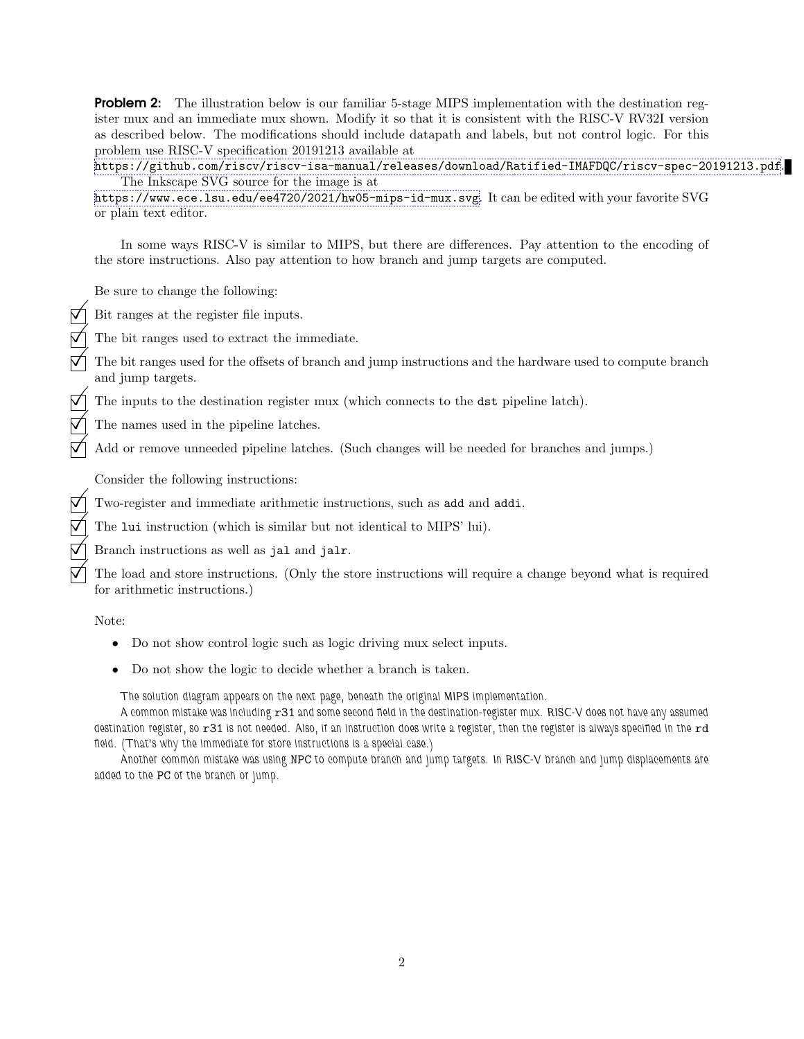**Problem 2:** The illustration below is our familiar 5-stage MIPS implementation with the destination register mux and an immediate mux shown. Modify it so that it is consistent with the RISC-V RV32I version as described below. The modifications should include datapath and labels, but not control logic. For this problem use RISC-V specification 20191213 available at
https://github.com/riscv/riscv-isa-manual/releases/download/Ratified-IMAFDQC/riscv-spec-20191213.pdf. The Inkscape SVG source for the image is at
https://www.ece.lsu.edu/ee4720/2021/hw05-mips-id-mux.svg. It can be edited with your favorite SVG or plain text editor.

In some ways RISC-V is similar to MIPS, but there are differences. Pay attention to the encoding of the store instructions. Also pay attention to how branch and jump targets are computed.

Be sure to change the following:

- [x] Bit ranges at the register file inputs.
- [x] The bit ranges used to extract the immediate.
- [x] The bit ranges used for the offsets of branch and jump instructions and the hardware used to compute branch and jump targets.
- [x] The inputs to the destination register mux (which connects to the `dst` pipeline latch).
- [x] The names used in the pipeline latches.
- [x] Add or remove unneeded pipeline latches. (Such changes will be needed for branches and jumps.)

Consider the following instructions:

- [x] Two-register and immediate arithmetic instructions, such as `add` and `addi`.
- [x] The `lui` instruction (which is similar but not identical to MIPS' lui).
- [x] Branch instructions as well as `jal` and `jalr`.
- [x] The load and store instructions. (Only the store instructions will require a change beyond what is required for arithmetic instructions.)

Note:

- Do not show control logic such as logic driving mux select inputs.
- Do not show the logic to decide whether a branch is taken.

*The solution diagram appears on the next page, beneath the original MIPS implementation.*

*A common mistake was including `r31` and some second field in the destination-register mux. RISC-V does not have any assumed destination register, so `r31` is not needed. Also, if an instruction does write a register, then the register is always specified in the `rd` field. (That's why the immediate for store instructions is a special case.)*

*Another common mistake was using NPC to compute branch and jump targets. In RISC-V branch and jump displacements are added to the PC of the branch or jump.*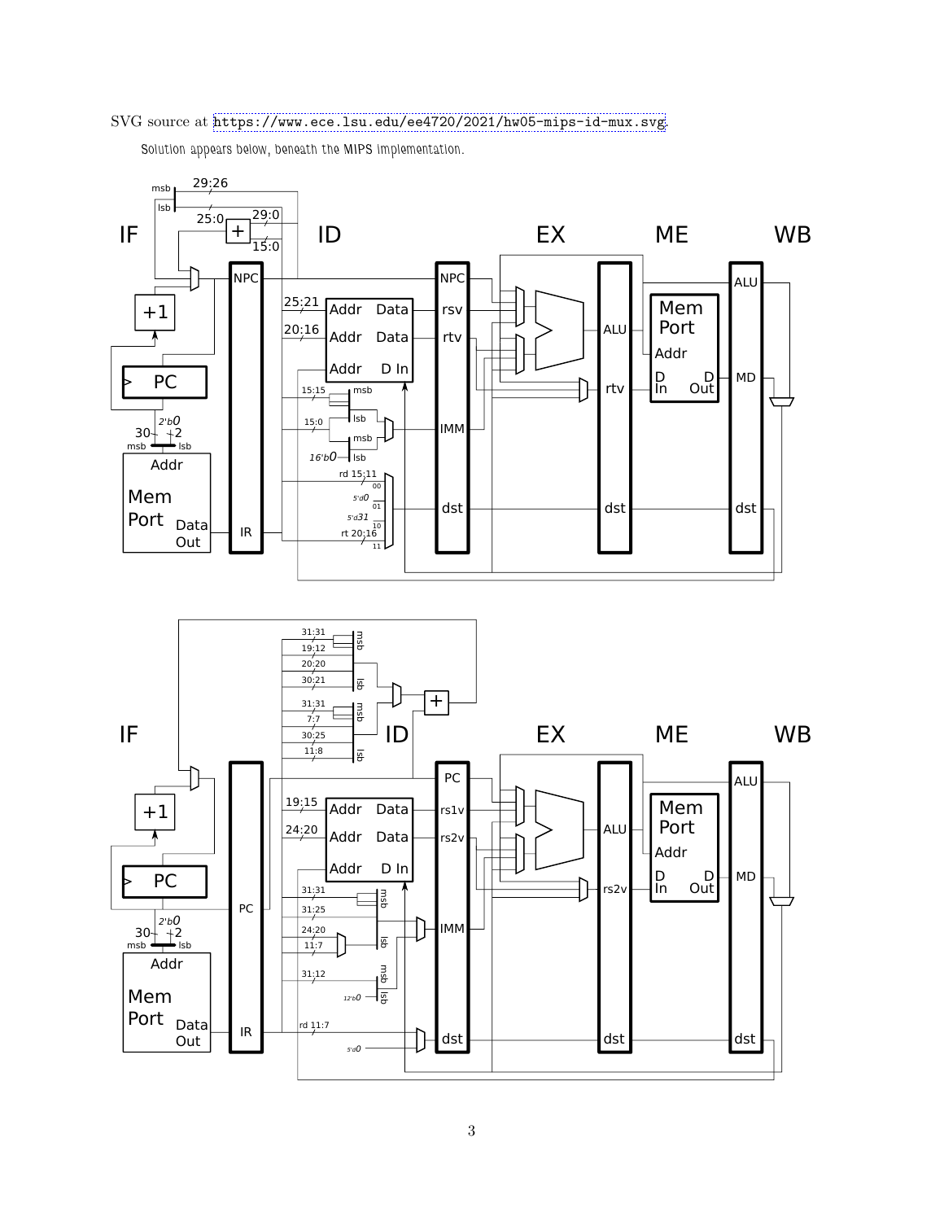SVG source at https://www.ece.lsu.edu/ee4720/2021/hw05-mips-id-mux.svg.

Solution appears below, beneath the MIPS implementation.

msb
29:26
lsb
25:0
+
29:0
15:0

IF

ID

EX

ME

WB

NPC
+1
PC
2'b0
30
2
msb
lsb
Addr
Mem
Port
Data
Out
IR
25:21
20:16
Addr
Data
Addr
Data
Addr
D In
15:15
msb
15:0
lsb
msb
16'b0
lsb
rd 15:11
00
5'd0
01
5'd31
10
rt 20:16
11
NPC
rsv
rtv
IMM
dst
ALU
rtv
dst
Mem
Port
Addr
D
In
D
Out
ALU
MD
dst

31:31
19:12
20:20
30:21
msb
lsb
31:31
7:7
30:25
11:8
msb
lsb
+

IF

ID

EX

ME

WB

+1
PC
2'b0
30
2
msb
lsb
Addr
Mem
Port
Data
Out
PC
IR
19:15
24:20
Addr
Data
Addr
Data
Addr
D In
31:31
31:25
msb
24:20
11:7
lsb
31:12
msb
12'b0
lsb
rd 11:7
5'd0
PC
rs1v
rs2v
IMM
dst
ALU
rs2v
dst
Mem
Port
Addr
D
In
D
Out
ALU
MD
dst